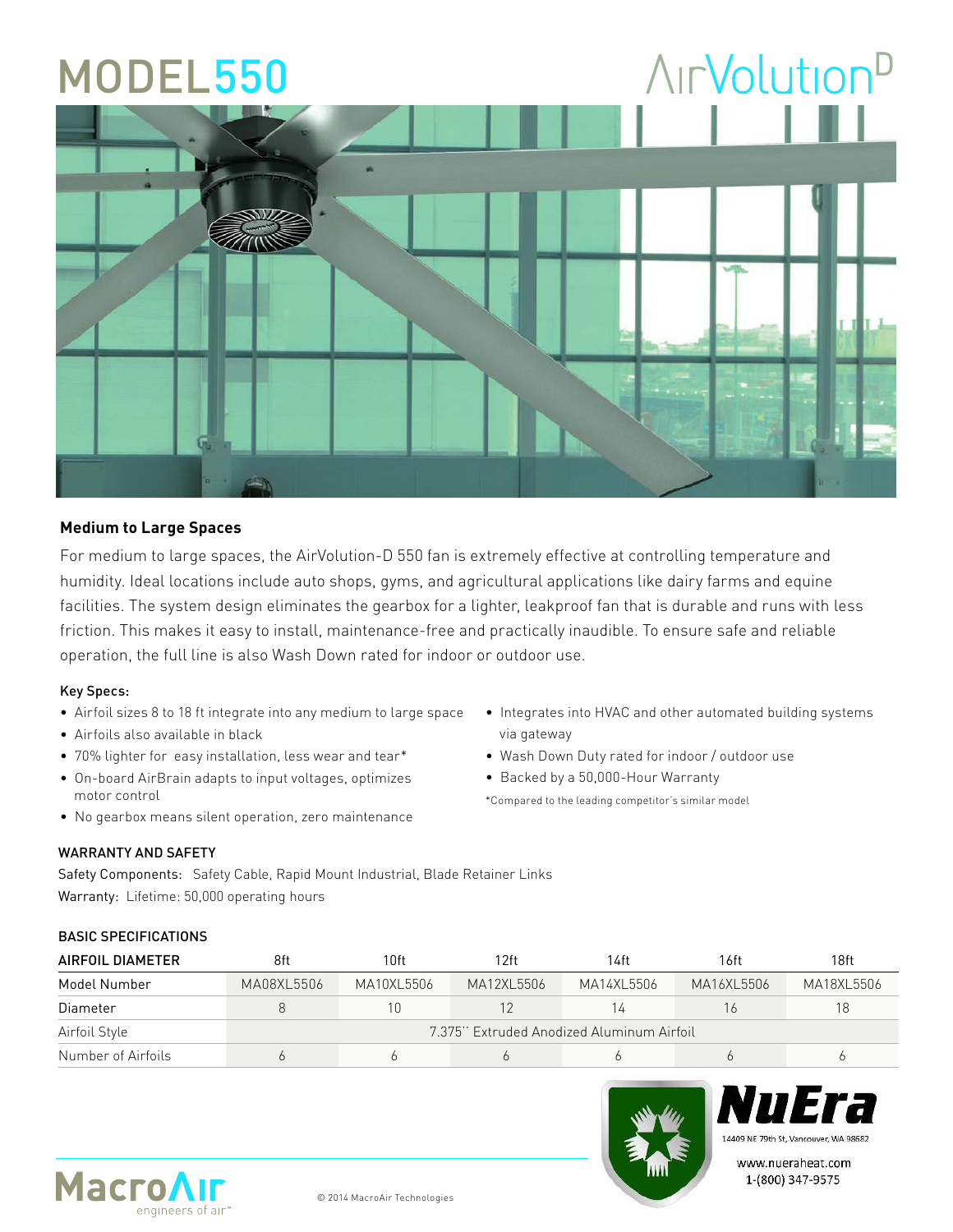# MODEL550

AirVolution[D]

## Medium to Large Spaces

For medium to large spaces, the AirVolution-D 550 fan is extremely effective at controlling temperature and humidity. Ideal locations include auto shops, gyms, and agricultural applications like dairy farms and equine facilities. The system design eliminates the gearbox for a lighter, leakproof fan that is durable and runs with less friction. This makes it easy to install, maintenance-free and practically inaudible. To ensure safe and reliable operation, the full line is also Wash Down rated for indoor or outdoor use.

### Key Specs:

- Airfoil sizes 8 to 18 ft integrate into any medium to large space
- Airfoils also available in black
- 70% lighter for easy installation, less wear and tear*
- On-board AirBrain adapts to input voltages, optimizes motor control
- No gearbox means silent operation, zero maintenance
- Integrates into HVAC and other automated building systems via gateway
- Wash Down Duty rated for indoor / outdoor use
- Backed by a 50,000-Hour Warranty

*Compared to the leading competitor's similar model

### WARRANTY AND SAFETY

Safety Components: Safety Cable, Rapid Mount Industrial, Blade Retainer Links

Warranty: Lifetime: 50,000 operating hours

### BASIC SPECIFICATIONS

| AIRFOIL DIAMETER | 8ft | 10ft | 12ft | 14ft | 16ft | 18ft |
|---|---|---|---|---|---|---|
| Model Number | MA08XL5506 | MA10XL5506 | MA12XL5506 | MA14XL5506 | MA16XL5506 | MA18XL5506 |
| Diameter | 8 | 10 | 12 | 14 | 16 | 18 |
| Airfoil Style | 7.375'' Extruded Anodized Aluminum Airfoil | | | | | |
| Number of Airfoils | 6 | 6 | 6 | 6 | 6 | 6 |

NuEra

14409 NE 79th St, Vancouver, WA 98682

www.nueraheat.com

1-(800) 347-9575

MacroAir engineers of air™

© 2014 MacroAir Technologies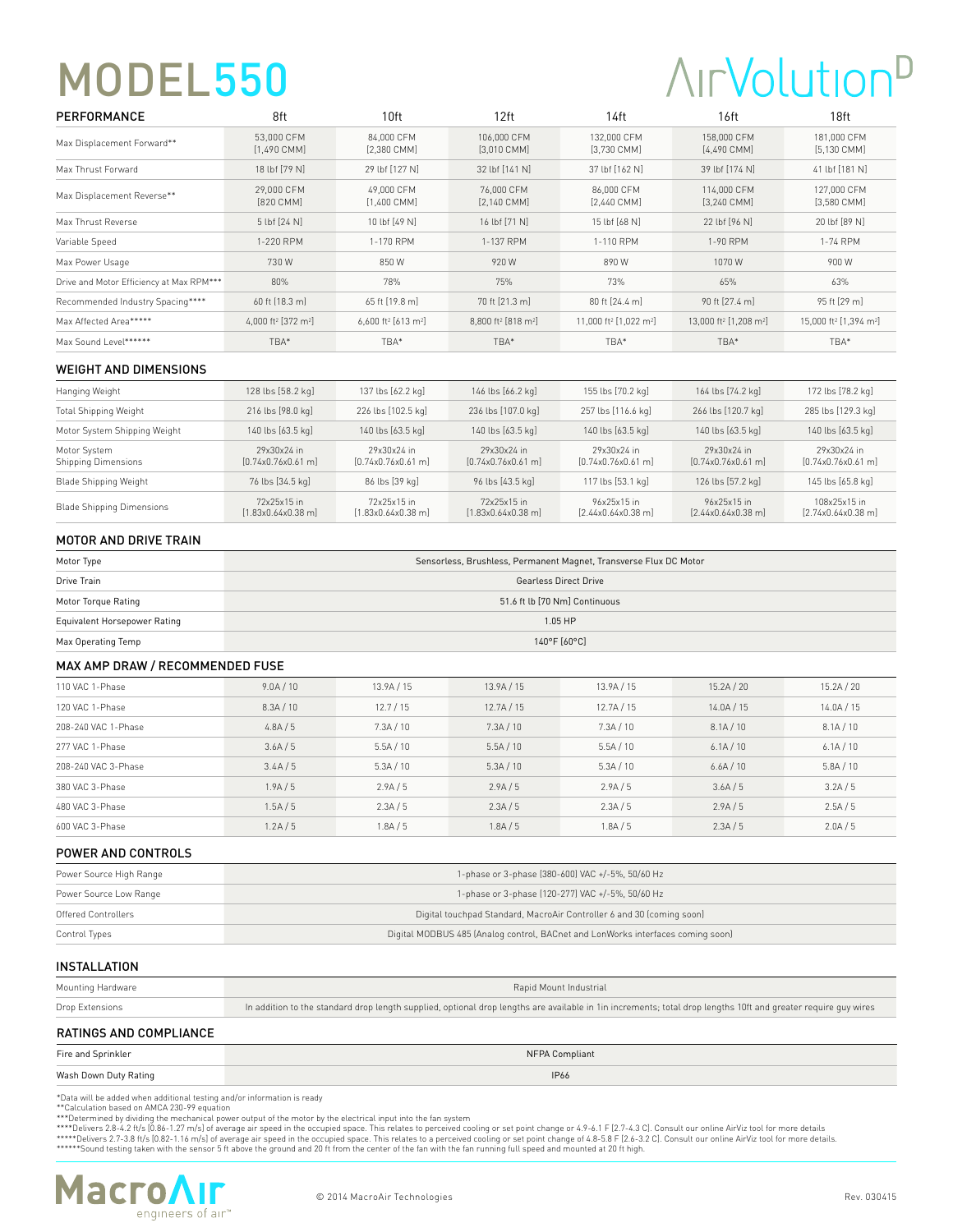# MODEL550

AirVolution D

| PERFORMANCE | 8ft | 10ft | 12ft | 14ft | 16ft | 18ft |
|---|---|---|---|---|---|---|
| Max Displacement Forward** | 53,000 CFM [1,490 CMM] | 84,000 CFM [2,380 CMM] | 106,000 CFM [3,010 CMM] | 132,000 CFM [3,730 CMM] | 158,000 CFM [4,490 CMM] | 181,000 CFM [5,130 CMM] |
| Max Thrust Forward | 18 lbf [79 N] | 29 lbf [127 N] | 32 lbf [141 N] | 37 lbf [162 N] | 39 lbf [174 N] | 41 lbf [181 N] |
| Max Displacement Reverse** | 29,000 CFM [820 CMM] | 49,000 CFM [1,400 CMM] | 76,000 CFM [2,140 CMM] | 86,000 CFM [2,440 CMM] | 114,000 CFM [3,240 CMM] | 127,000 CFM [3,580 CMM] |
| Max Thrust Reverse | 5 lbf [24 N] | 10 lbf [49 N] | 16 lbf [71 N] | 15 lbf [68 N] | 22 lbf [96 N] | 20 lbf [89 N] |
| Variable Speed | 1-220 RPM | 1-170 RPM | 1-137 RPM | 1-110 RPM | 1-90 RPM | 1-74 RPM |
| Max Power Usage | 730 W | 850 W | 920 W | 890 W | 1070 W | 900 W |
| Drive and Motor Efficiency at Max RPM*** | 80% | 78% | 75% | 73% | 65% | 63% |
| Recommended Industry Spacing**** | 60 ft [18.3 m] | 65 ft [19.8 m] | 70 ft [21.3 m] | 80 ft [24.4 m] | 90 ft [27.4 m] | 95 ft [29 m] |
| Max Affected Area***** | 4,000 ft² [372 m²] | 6,600 ft² [613 m²] | 8,800 ft² [818 m²] | 11,000 ft² [1,022 m²] | 13,000 ft² [1,208 m²] | 15,000 ft² [1,394 m²] |
| Max Sound Level****** | TBA* | TBA* | TBA* | TBA* | TBA* | TBA* |

## WEIGHT AND DIMENSIONS

| | 8ft | 10ft | 12ft | 14ft | 16ft | 18ft |
|---|---|---|---|---|---|---|
| Hanging Weight | 128 lbs [58.2 kg] | 137 lbs [62.2 kg] | 146 lbs [66.2 kg] | 155 lbs [70.2 kg] | 164 lbs [74.2 kg] | 172 lbs [78.2 kg] |
| Total Shipping Weight | 216 lbs [98.0 kg] | 226 lbs [102.5 kg] | 236 lbs [107.0 kg] | 257 lbs [116.6 kg] | 266 lbs [120.7 kg] | 285 lbs [129.3 kg] |
| Motor System Shipping Weight | 140 lbs [63.5 kg] | 140 lbs [63.5 kg] | 140 lbs [63.5 kg] | 140 lbs [63.5 kg] | 140 lbs [63.5 kg] | 140 lbs [63.5 kg] |
| Motor System Shipping Dimensions | 29x30x24 in [0.74x0.76x0.61 m] | 29x30x24 in [0.74x0.76x0.61 m] | 29x30x24 in [0.74x0.76x0.61 m] | 29x30x24 in [0.74x0.76x0.61 m] | 29x30x24 in [0.74x0.76x0.61 m] | 29x30x24 in [0.74x0.76x0.61 m] |
| Blade Shipping Weight | 76 lbs [34.5 kg] | 86 lbs [39 kg] | 96 lbs [43.5 kg] | 117 lbs [53.1 kg] | 126 lbs [57.2 kg] | 145 lbs [65.8 kg] |
| Blade Shipping Dimensions | 72x25x15 in [1.83x0.64x0.38 m] | 72x25x15 in [1.83x0.64x0.38 m] | 72x25x15 in [1.83x0.64x0.38 m] | 96x25x15 in [2.44x0.64x0.38 m] | 96x25x15 in [2.44x0.64x0.38 m] | 108x25x15 in [2.74x0.64x0.38 m] |

## MOTOR AND DRIVE TRAIN

| | |
|---|---|
| Motor Type | Sensorless, Brushless, Permanent Magnet, Transverse Flux DC Motor |
| Drive Train | Gearless Direct Drive |
| Motor Torque Rating | 51.6 ft lb [70 Nm] Continuous |
| Equivalent Horsepower Rating | 1.05 HP |
| Max Operating Temp | 140°F [60°C] |

## MAX AMP DRAW / RECOMMENDED FUSE

| | 8ft | 10ft | 12ft | 14ft | 16ft | 18ft |
|---|---|---|---|---|---|---|
| 110 VAC 1-Phase | 9.0A / 10 | 13.9A / 15 | 13.9A / 15 | 13.9A / 15 | 15.2A / 20 | 15.2A / 20 |
| 120 VAC 1-Phase | 8.3A / 10 | 12.7 / 15 | 12.7A / 15 | 12.7A / 15 | 14.0A / 15 | 14.0A / 15 |
| 208-240 VAC 1-Phase | 4.8A / 5 | 7.3A / 10 | 7.3A / 10 | 7.3A / 10 | 8.1A / 10 | 8.1A / 10 |
| 277 VAC 1-Phase | 3.6A / 5 | 5.5A / 10 | 5.5A / 10 | 5.5A / 10 | 6.1A / 10 | 6.1A / 10 |
| 208-240 VAC 3-Phase | 3.4A / 5 | 5.3A / 10 | 5.3A / 10 | 5.3A / 10 | 6.6A / 10 | 5.8A / 10 |
| 380 VAC 3-Phase | 1.9A / 5 | 2.9A / 5 | 2.9A / 5 | 2.9A / 5 | 3.6A / 5 | 3.2A / 5 |
| 480 VAC 3-Phase | 1.5A / 5 | 2.3A / 5 | 2.3A / 5 | 2.3A / 5 | 2.9A / 5 | 2.5A / 5 |
| 600 VAC 3-Phase | 1.2A / 5 | 1.8A / 5 | 1.8A / 5 | 1.8A / 5 | 2.3A / 5 | 2.0A / 5 |

## POWER AND CONTROLS

| | |
|---|---|
| Power Source High Range | 1-phase or 3-phase (380-600) VAC +/-5%, 50/60 Hz |
| Power Source Low Range | 1-phase or 3-phase (120-277) VAC +/-5%, 50/60 Hz |
| Offered Controllers | Digital touchpad Standard, MacroAir Controller 6 and 30 (coming soon) |
| Control Types | Digital MODBUS 485 (Analog control, BACnet and LonWorks interfaces coming soon) |

## INSTALLATION

| | |
|---|---|
| Mounting Hardware | Rapid Mount Industrial |
| Drop Extensions | In addition to the standard drop length supplied, optional drop lengths are available in 1in increments; total drop lengths 10ft and greater require guy wires |

## RATINGS AND COMPLIANCE

| | |
|---|---|
| Fire and Sprinkler | NFPA Compliant |
| Wash Down Duty Rating | IP66 |

*Data will be added when additional testing and/or information is ready
**Calculation based on AMCA 230-99 equation
***Determined by dividing the mechanical power output of the motor by the electrical input into the fan system
****Delivers 2.8-4.2 ft/s [0.86-1.27 m/s] of average air speed in the occupied space. This relates to perceived cooling or set point change or 4.9-6.1 F [2.7-4.3 C]. Consult our online AirViz tool for more details
*****Delivers 2.7-3.8 ft/s [0.82-1.16 m/s] of average air speed in the occupied space. This relates to a perceived cooling or set point change of 4.8-5.8 F [2.6-3.2 C]. Consult our online AirViz tool for more details.
******Sound testing taken with the sensor 5 ft above the ground and 20 ft from the center of the fan with the fan running full speed and mounted at 20 ft high.

MacroAir engineers of air™

© 2014 MacroAir Technologies

Rev. 030415